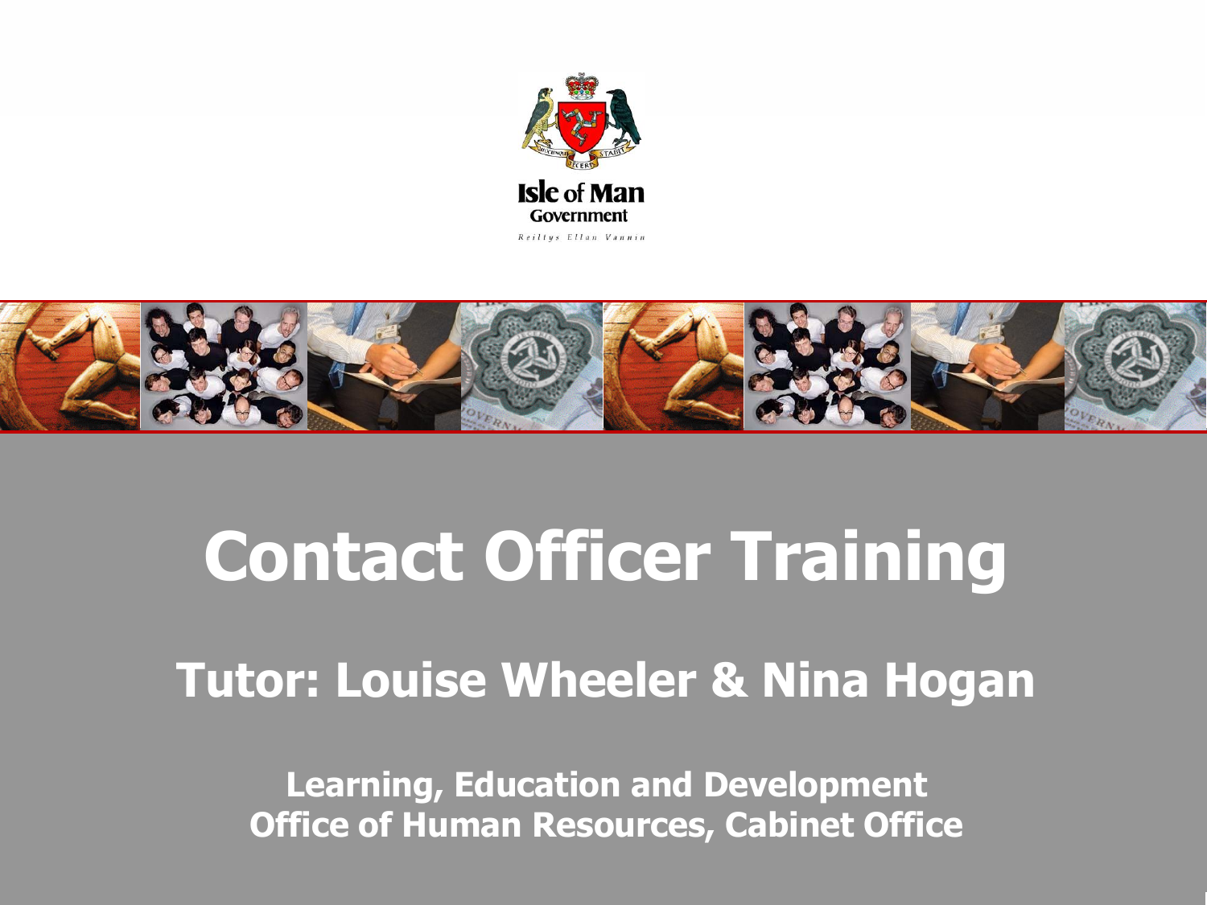Isle of Man Government

Reiltys Ellan Vannin

# Contact Officer Training

## Tutor: Louise Wheeler & Nina Hogan

**Learning, Education and Development**
**Office of Human Resources, Cabinet Office**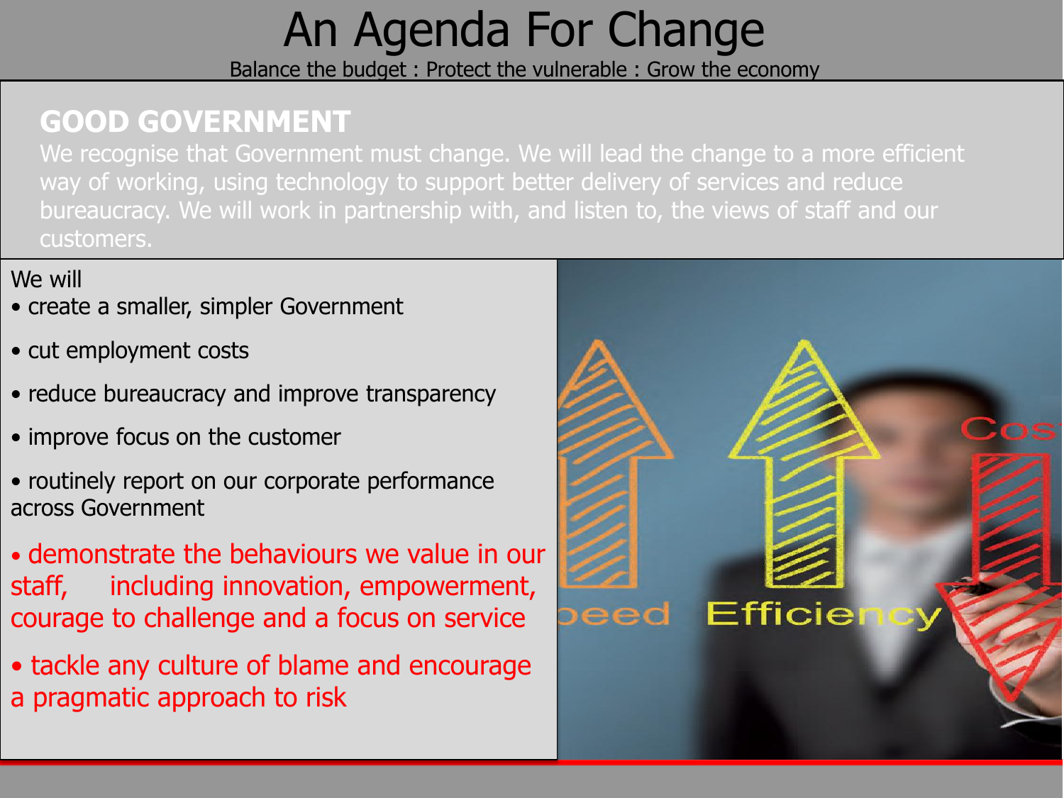# An Agenda For Change

Balance the budget : Protect the vulnerable : Grow the economy

## GOOD GOVERNMENT

We recognise that Government must change. We will lead the change to a more efficient way of working, using technology to support better delivery of services and reduce bureaucracy. We will work in partnership with, and listen to, the views of staff and our customers.

We will

- create a smaller, simpler Government
- cut employment costs
- reduce bureaucracy and improve transparency
- improve focus on the customer
- routinely report on our corporate performance across Government
- demonstrate the behaviours we value in our staff, including innovation, empowerment, courage to challenge and a focus on service
- tackle any culture of blame and encourage a pragmatic approach to risk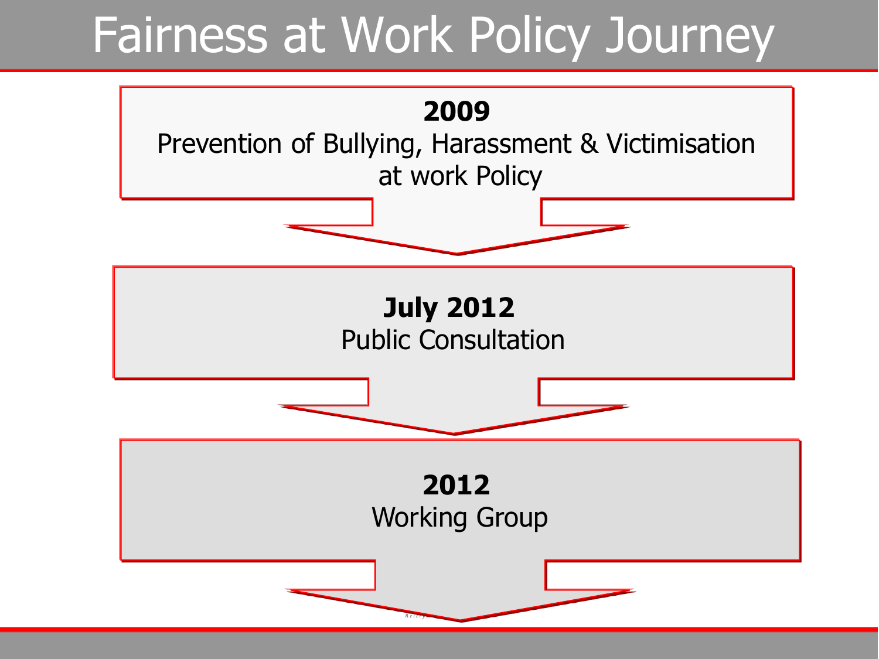# Fairness at Work Policy Journey

**2009**
Prevention of Bullying, Harassment & Victimisation at work Policy

↓

**July 2012**
Public Consultation

↓

**2012**
Working Group

↓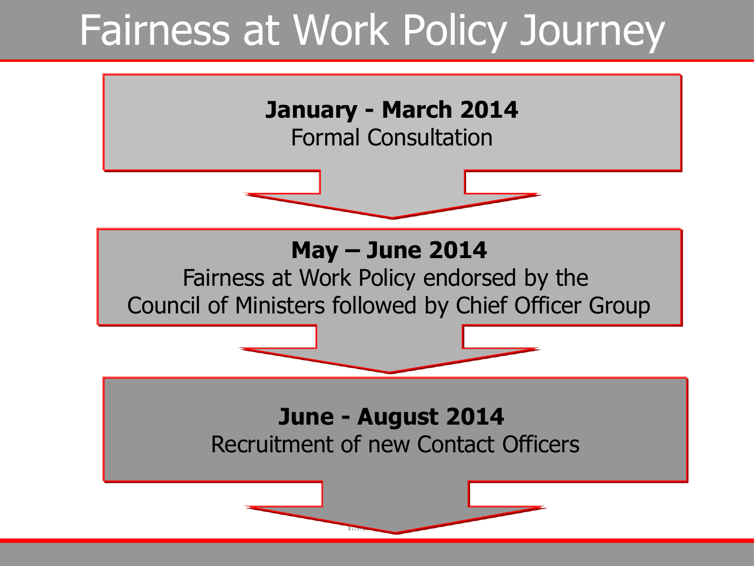# Fairness at Work Policy Journey

**January - March 2014**
Formal Consultation

**May – June 2014**
Fairness at Work Policy endorsed by the Council of Ministers followed by Chief Officer Group

**June - August 2014**
Recruitment of new Contact Officers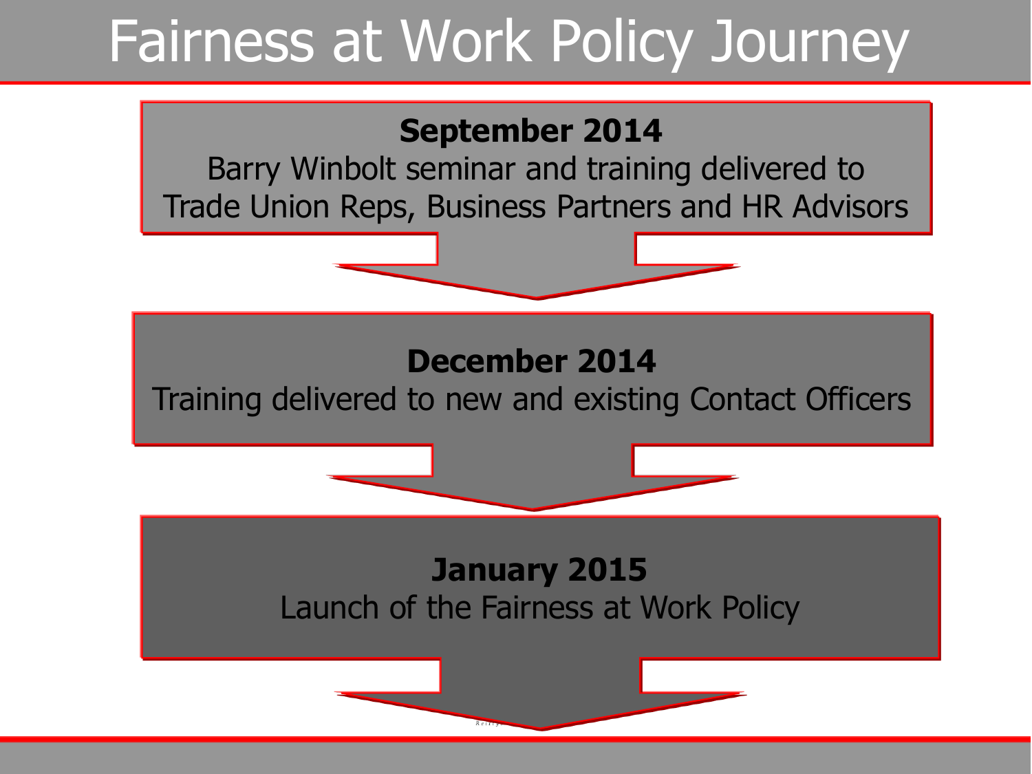# Fairness at Work Policy Journey

**September 2014**

Barry Winbolt seminar and training delivered to Trade Union Reps, Business Partners and HR Advisors

**December 2014**

Training delivered to new and existing Contact Officers

**January 2015**

Launch of the Fairness at Work Policy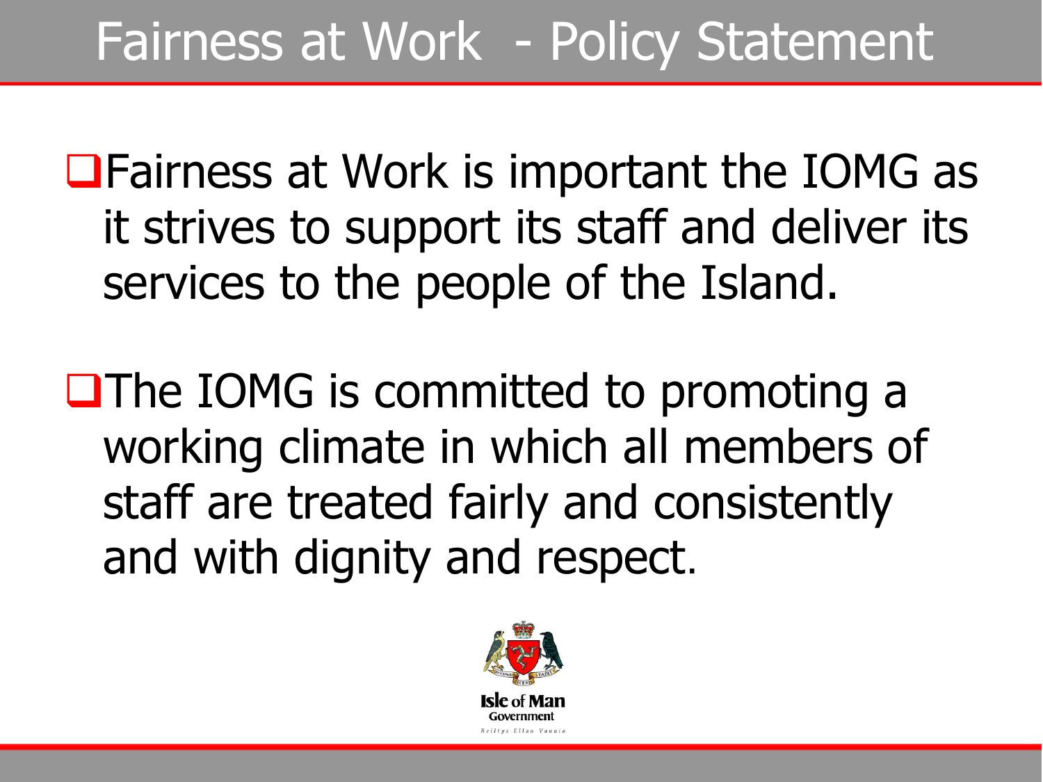# Fairness at Work - Policy Statement

- Fairness at Work is important the IOMG as it strives to support its staff and deliver its services to the people of the Island.

- The IOMG is committed to promoting a working climate in which all members of staff are treated fairly and consistently and with dignity and respect.

Isle of Man Government

Reiltys Ellan Vannin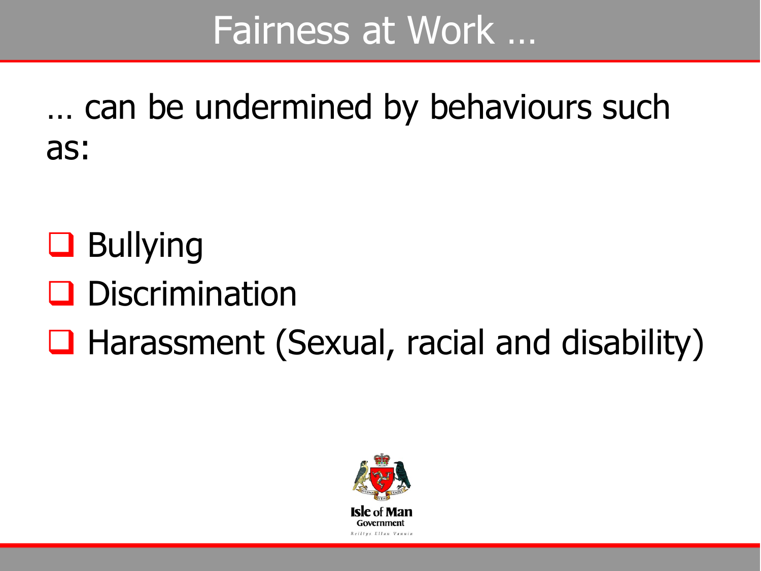# Fairness at Work …

… can be undermined by behaviours such as:

- Bullying
- Discrimination
- Harassment (Sexual, racial and disability)

Isle of Man Government

Reiltys Ellan Vannin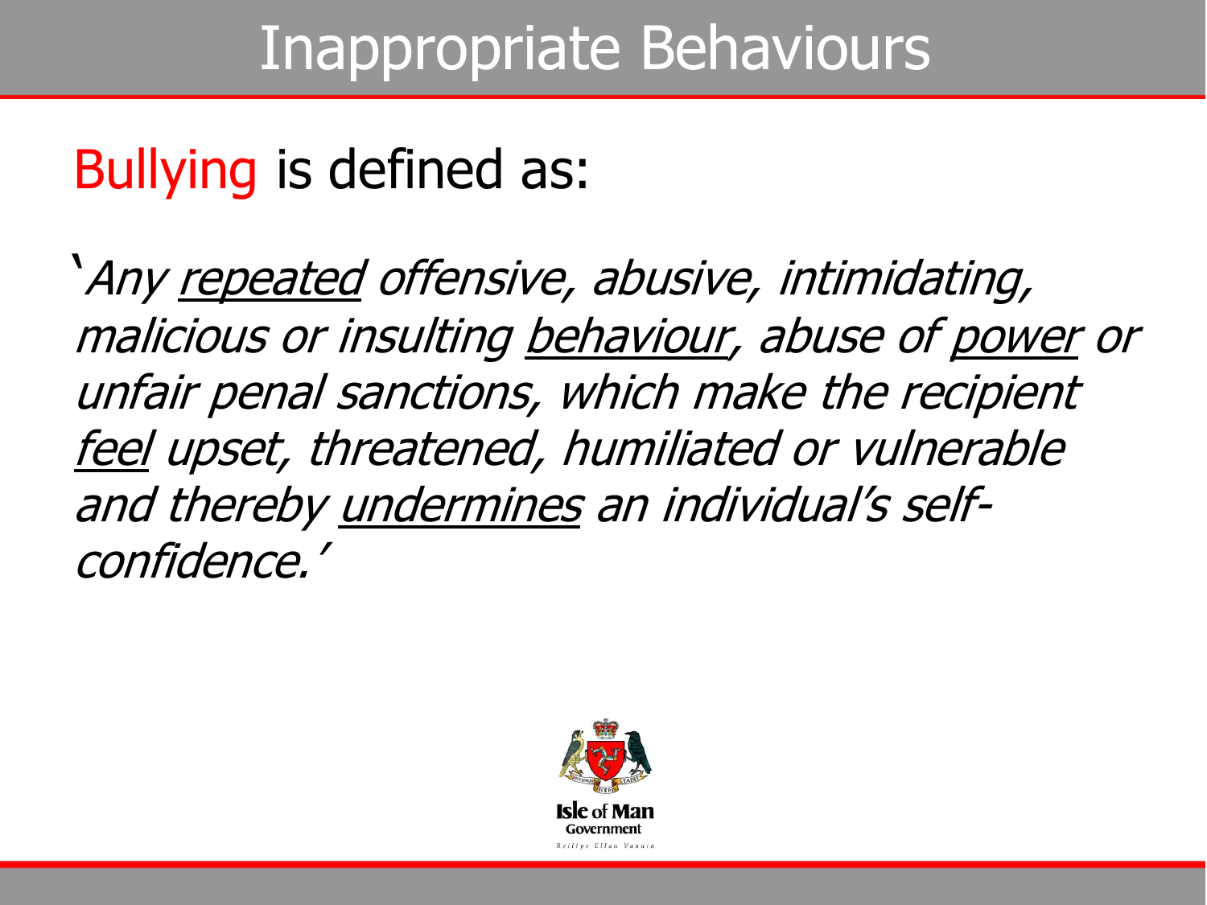# Inappropriate Behaviours

Bullying is defined as:

'*Any repeated offensive, abusive, intimidating, malicious or insulting behaviour, abuse of power or unfair penal sanctions, which make the recipient feel upset, threatened, humiliated or vulnerable and thereby undermines an individual's self-confidence.*'

Isle of Man Government

Reiltys Ellan Vannin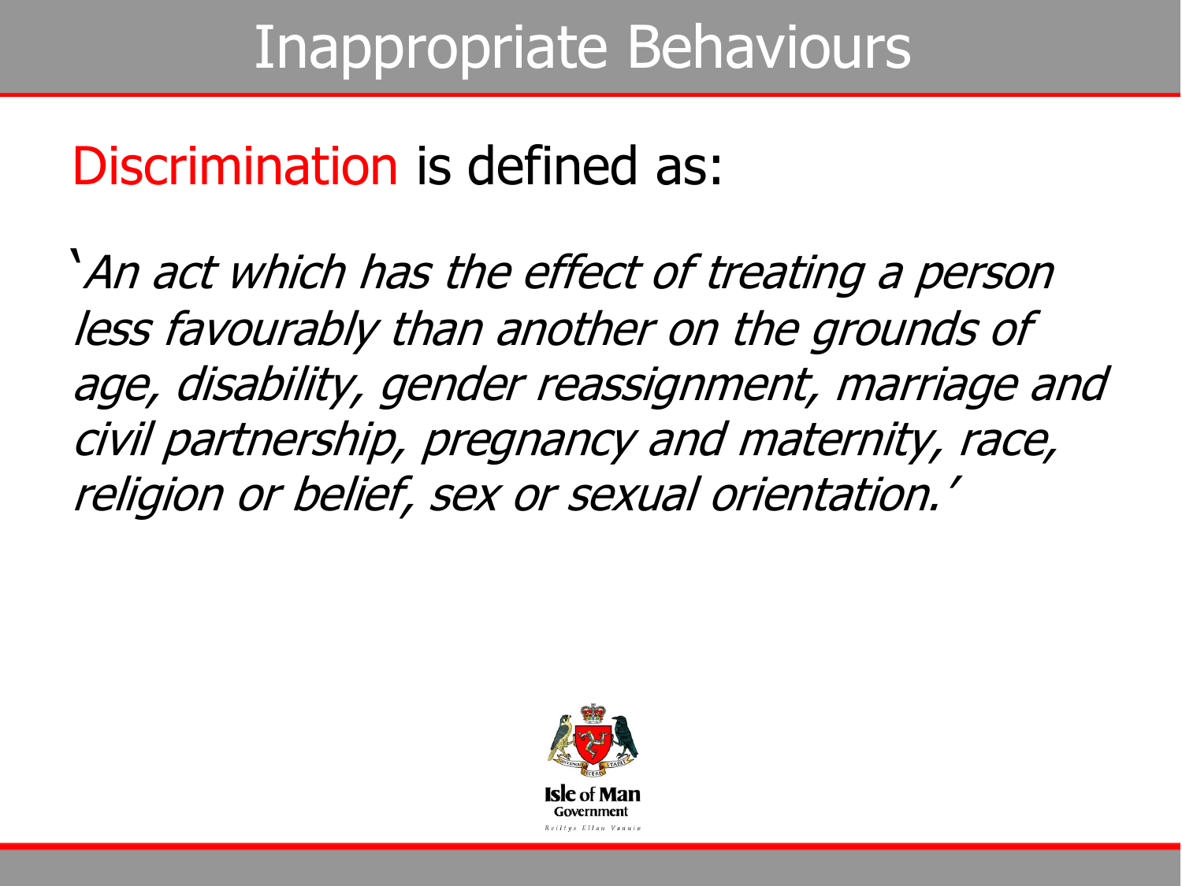# Inappropriate Behaviours

Discrimination is defined as:

'*An act which has the effect of treating a person less favourably than another on the grounds of age, disability, gender reassignment, marriage and civil partnership, pregnancy and maternity, race, religion or belief, sex or sexual orientation.*'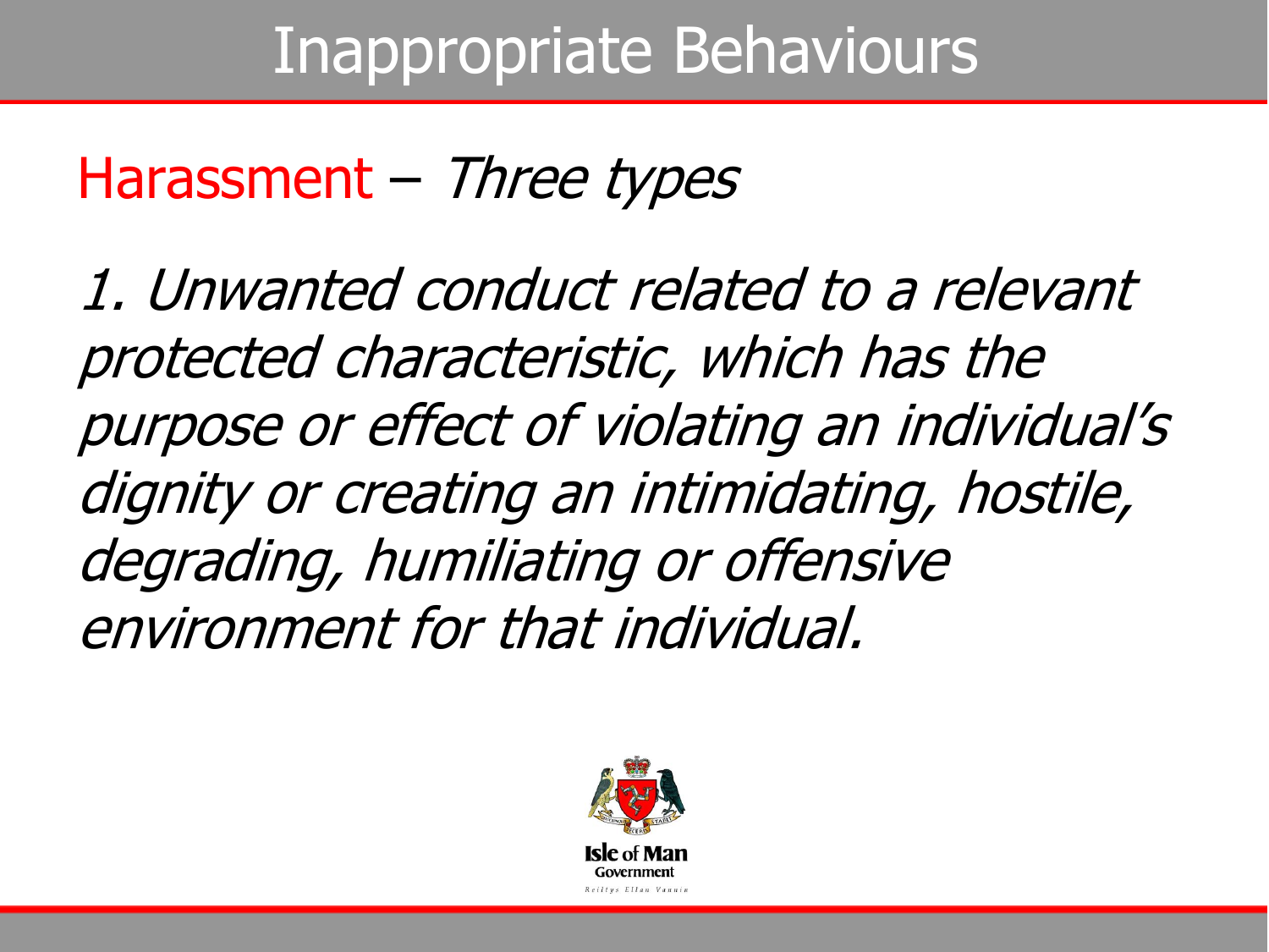# Inappropriate Behaviours

## Harassment – *Three types*

*1. Unwanted conduct related to a relevant protected characteristic, which has the purpose or effect of violating an individual's dignity or creating an intimidating, hostile, degrading, humiliating or offensive environment for that individual.*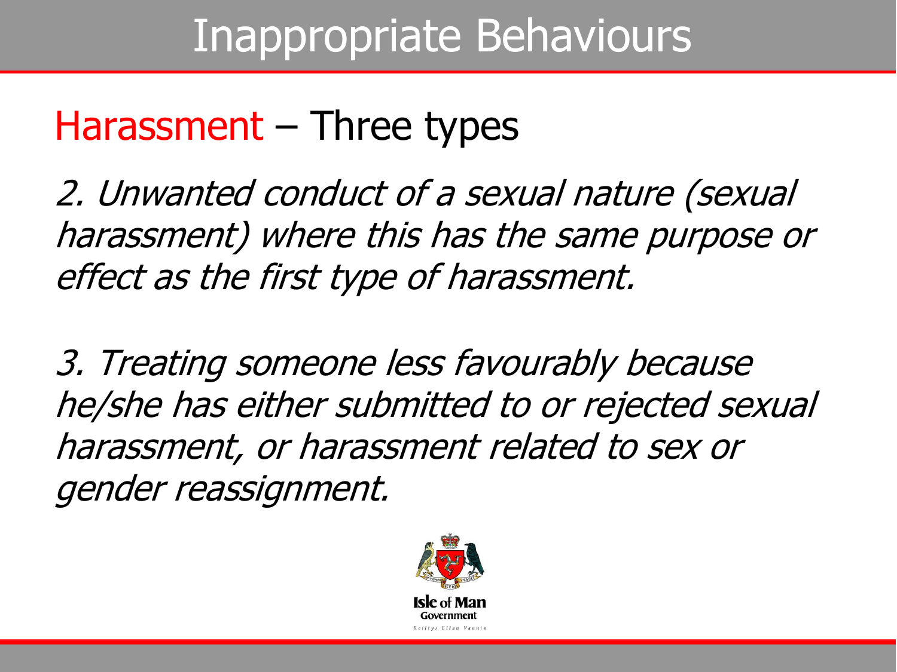# Inappropriate Behaviours

## Harassment – Three types

*2. Unwanted conduct of a sexual nature (sexual harassment) where this has the same purpose or effect as the first type of harassment.*

*3. Treating someone less favourably because he/she has either submitted to or rejected sexual harassment, or harassment related to sex or gender reassignment.*

Isle of Man Government

Reiltys Ellan Vannin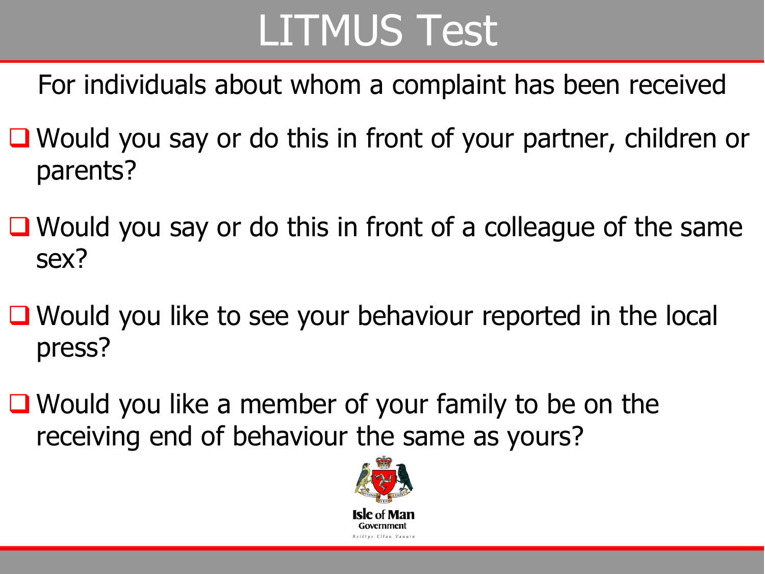# LITMUS Test

For individuals about whom a complaint has been received

- Would you say or do this in front of your partner, children or parents?
- Would you say or do this in front of a colleague of the same sex?
- Would you like to see your behaviour reported in the local press?
- Would you like a member of your family to be on the receiving end of behaviour the same as yours?

Isle of Man Government

Reiltys Ellan Vannin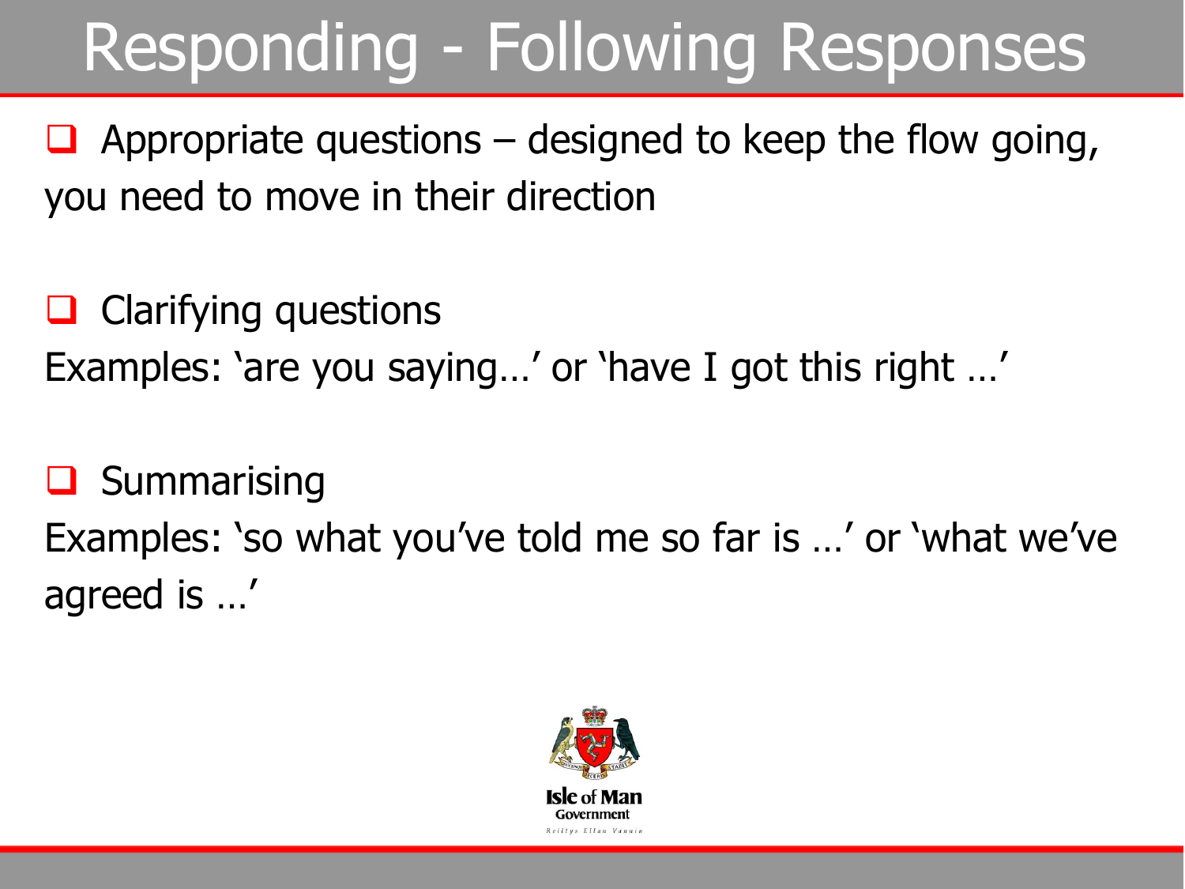# Responding - Following Responses

- Appropriate questions – designed to keep the flow going, you need to move in their direction

- Clarifying questions

Examples: 'are you saying…' or 'have I got this right …'

- Summarising

Examples: 'so what you've told me so far is …' or 'what we've agreed is …'

Isle of Man Government

Reiltys Ellan Vannin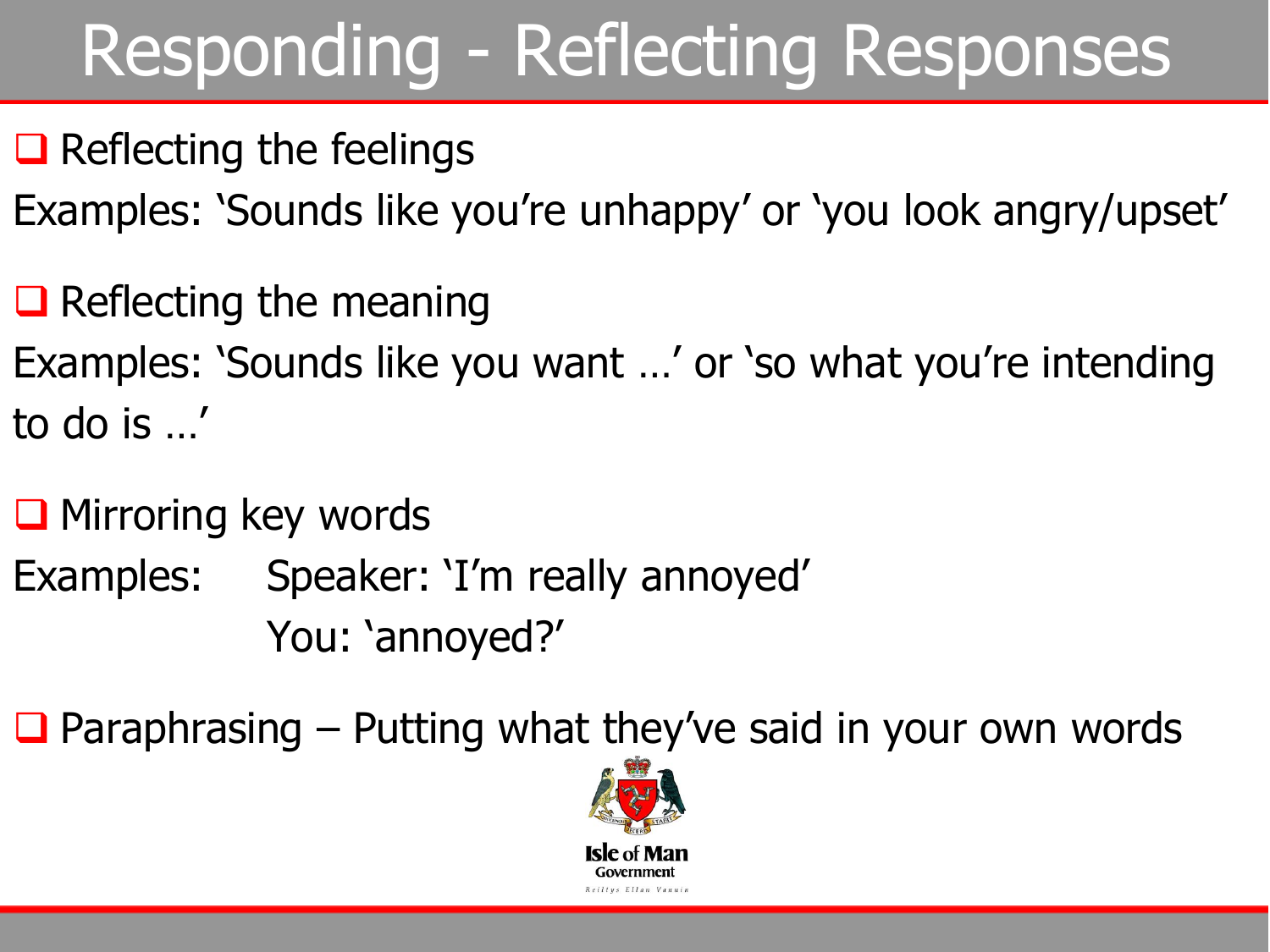# Responding - Reflecting Responses

- Reflecting the feelings

Examples: 'Sounds like you're unhappy' or 'you look angry/upset'

- Reflecting the meaning

Examples: 'Sounds like you want …' or 'so what you're intending to do is …'

- Mirroring key words

Examples: Speaker: 'I'm really annoyed'
You: 'annoyed?'

- Paraphrasing – Putting what they've said in your own words

Isle of Man Government
Reiltys Ellan Vannin